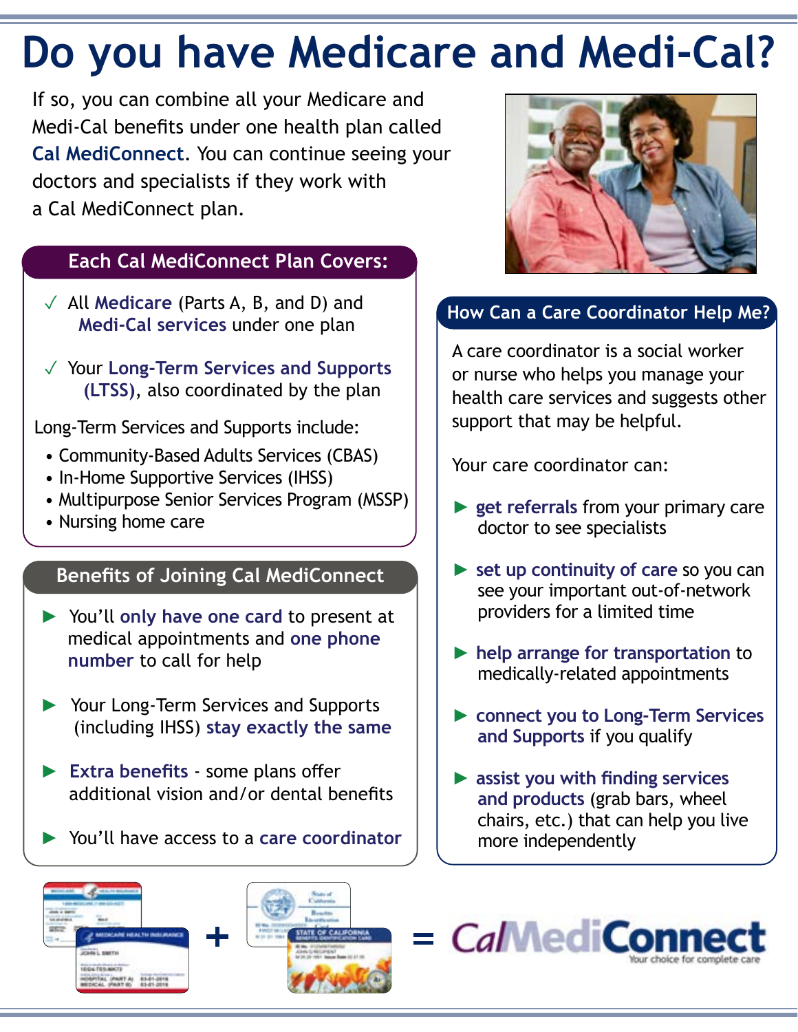# Do you have Medicare and Medi-Cal?

If so, you can combine all your Medicare and Medi-Cal benefits under one health plan called **Cal MediConnect**. You can continue seeing your doctors and specialists if they work with a Cal MediConnect plan.

## Each Cal MediConnect Plan Covers:

- ✓ All **Medicare** (Parts A, B, and D) and **Medi-Cal services** under one plan
- ✓ Your **Long-Term Services and Supports (LTSS)**, also coordinated by the plan

Long-Term Services and Supports include:

- Community-Based Adults Services (CBAS)
- In-Home Supportive Services (IHSS)
- Multipurpose Senior Services Program (MSSP)
- Nursing home care

## Benefits of Joining Cal MediConnect

- ► You'll **only have one card** to present at medical appointments and **one phone number** to call for help
- ► Your Long-Term Services and Supports (including IHSS) **stay exactly the same**
- ► **Extra benefits** - some plans offer additional vision and/or dental benefits
- ► You'll have access to a **care coordinator**

## How Can a Care Coordinator Help Me?

A care coordinator is a social worker or nurse who helps you manage your health care services and suggests other support that may be helpful.

Your care coordinator can:

- ► **get referrals** from your primary care doctor to see specialists
- ► **set up continuity of care** so you can see your important out-of-network providers for a limited time
- ► **help arrange for transportation** to medically-related appointments
- ► **connect you to Long-Term Services and Supports** if you qualify
- ► **assist you with finding services and products** (grab bars, wheel chairs, etc.) that can help you live more independently

\+ = **CalMediConnect**

Your choice for complete care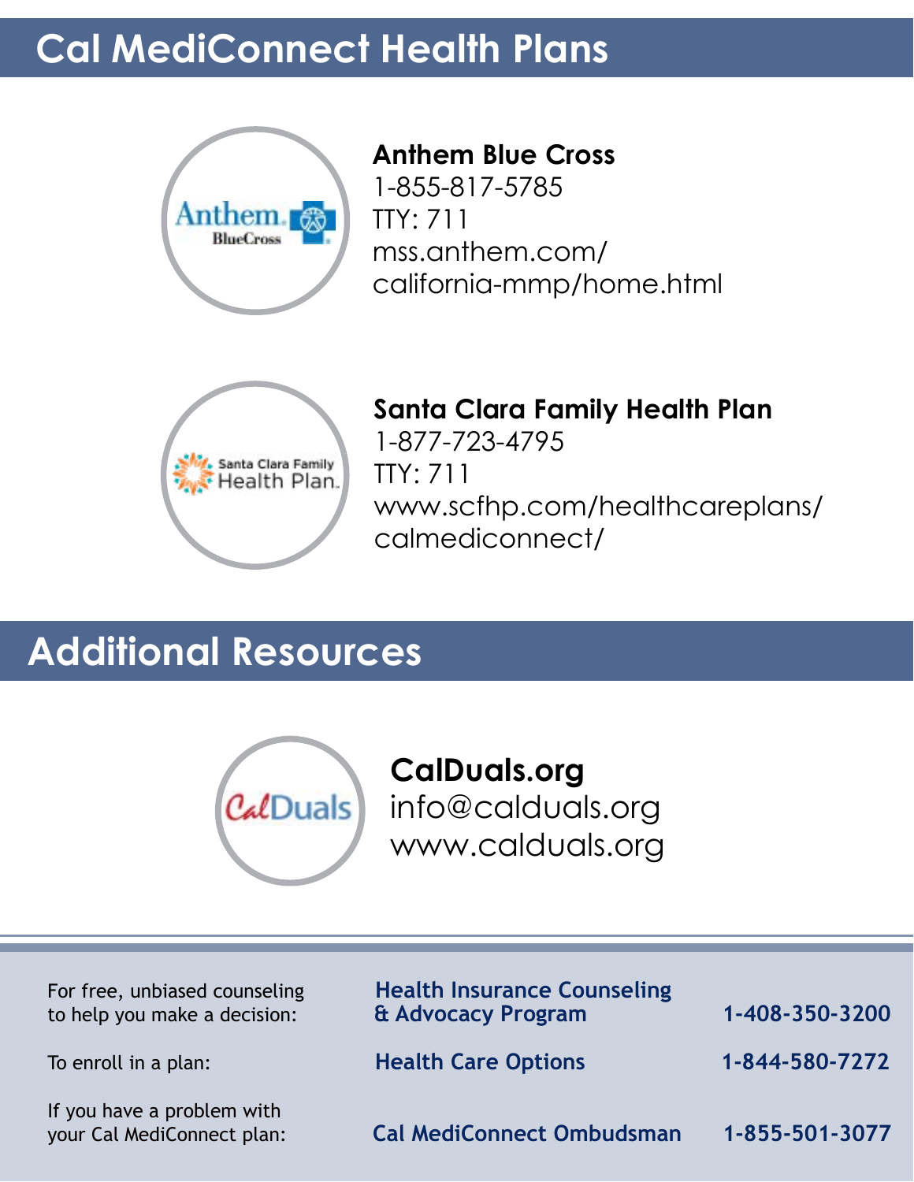# Cal MediConnect Health Plans

**Anthem Blue Cross**
1-855-817-5785
TTY: 711
mss.anthem.com/california-mmp/home.html

**Santa Clara Family Health Plan**
1-877-723-4795
TTY: 711
www.scfhp.com/healthcareplans/calmediconnect/

# Additional Resources

**CalDuals.org**
info@calduals.org
www.calduals.org

| | | |
|---|---|---|
| For free, unbiased counseling to help you make a decision: | **Health Insurance Counseling & Advocacy Program** | **1-408-350-3200** |
| To enroll in a plan: | **Health Care Options** | **1-844-580-7272** |
| If you have a problem with your Cal MediConnect plan: | **Cal MediConnect Ombudsman** | **1-855-501-3077** |